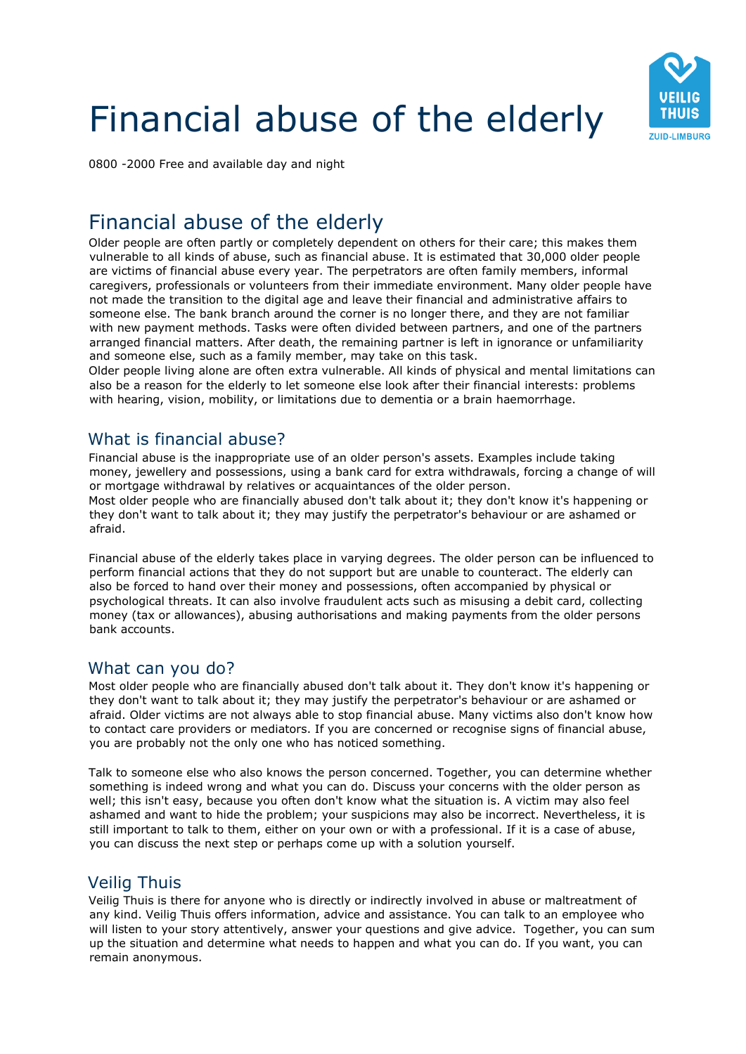# Financial abuse of the elderly

0800 -2000 Free and available day and night

## Financial abuse of the elderly

Older people are often partly or completely dependent on others for their care; this makes them vulnerable to all kinds of abuse, such as financial abuse. It is estimated that 30,000 older people are victims of financial abuse every year. The perpetrators are often family members, informal caregivers, professionals or volunteers from their immediate environment. Many older people have not made the transition to the digital age and leave their financial and administrative affairs to someone else. The bank branch around the corner is no longer there, and they are not familiar with new payment methods. Tasks were often divided between partners, and one of the partners arranged financial matters. After death, the remaining partner is left in ignorance or unfamiliarity and someone else, such as a family member, may take on this task.
Older people living alone are often extra vulnerable. All kinds of physical and mental limitations can also be a reason for the elderly to let someone else look after their financial interests: problems with hearing, vision, mobility, or limitations due to dementia or a brain haemorrhage.

### What is financial abuse?

Financial abuse is the inappropriate use of an older person's assets. Examples include taking money, jewellery and possessions, using a bank card for extra withdrawals, forcing a change of will or mortgage withdrawal by relatives or acquaintances of the older person.
Most older people who are financially abused don't talk about it; they don't know it's happening or they don't want to talk about it; they may justify the perpetrator's behaviour or are ashamed or afraid.

Financial abuse of the elderly takes place in varying degrees. The older person can be influenced to perform financial actions that they do not support but are unable to counteract. The elderly can also be forced to hand over their money and possessions, often accompanied by physical or psychological threats. It can also involve fraudulent acts such as misusing a debit card, collecting money (tax or allowances), abusing authorisations and making payments from the older persons bank accounts.

### What can you do?

Most older people who are financially abused don't talk about it. They don't know it's happening or they don't want to talk about it; they may justify the perpetrator's behaviour or are ashamed or afraid. Older victims are not always able to stop financial abuse. Many victims also don't know how to contact care providers or mediators. If you are concerned or recognise signs of financial abuse, you are probably not the only one who has noticed something.

Talk to someone else who also knows the person concerned. Together, you can determine whether something is indeed wrong and what you can do. Discuss your concerns with the older person as well; this isn't easy, because you often don't know what the situation is. A victim may also feel ashamed and want to hide the problem; your suspicions may also be incorrect. Nevertheless, it is still important to talk to them, either on your own or with a professional. If it is a case of abuse, you can discuss the next step or perhaps come up with a solution yourself.

### Veilig Thuis

Veilig Thuis is there for anyone who is directly or indirectly involved in abuse or maltreatment of any kind. Veilig Thuis offers information, advice and assistance. You can talk to an employee who will listen to your story attentively, answer your questions and give advice. Together, you can sum up the situation and determine what needs to happen and what you can do. If you want, you can remain anonymous.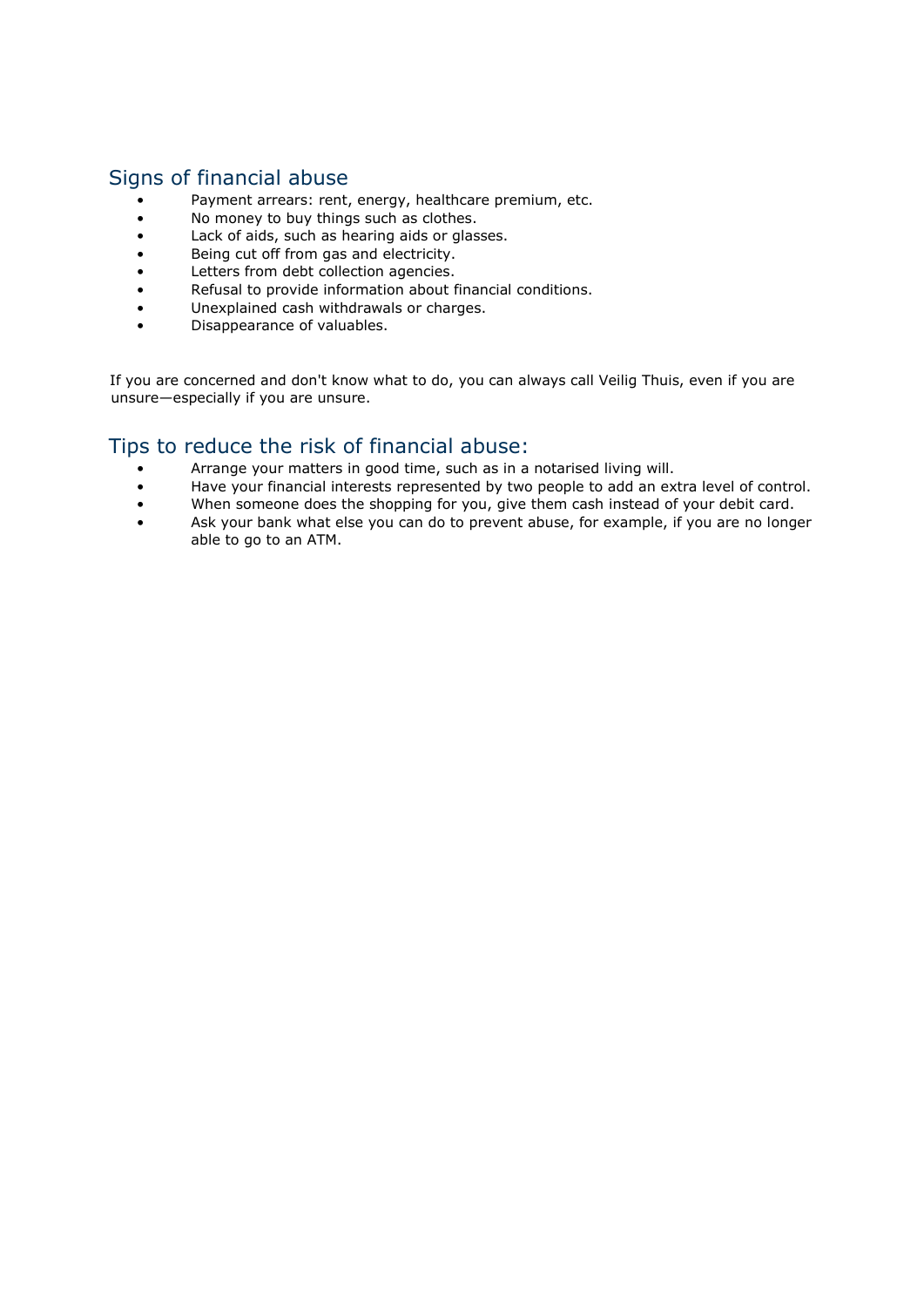## Signs of financial abuse

- Payment arrears: rent, energy, healthcare premium, etc.
- No money to buy things such as clothes.
- Lack of aids, such as hearing aids or glasses.
- Being cut off from gas and electricity.
- Letters from debt collection agencies.
- Refusal to provide information about financial conditions.
- Unexplained cash withdrawals or charges.
- Disappearance of valuables.

If you are concerned and don't know what to do, you can always call Veilig Thuis, even if you are unsure—especially if you are unsure.

## Tips to reduce the risk of financial abuse:

- Arrange your matters in good time, such as in a notarised living will.
- Have your financial interests represented by two people to add an extra level of control.
- When someone does the shopping for you, give them cash instead of your debit card.
- Ask your bank what else you can do to prevent abuse, for example, if you are no longer able to go to an ATM.